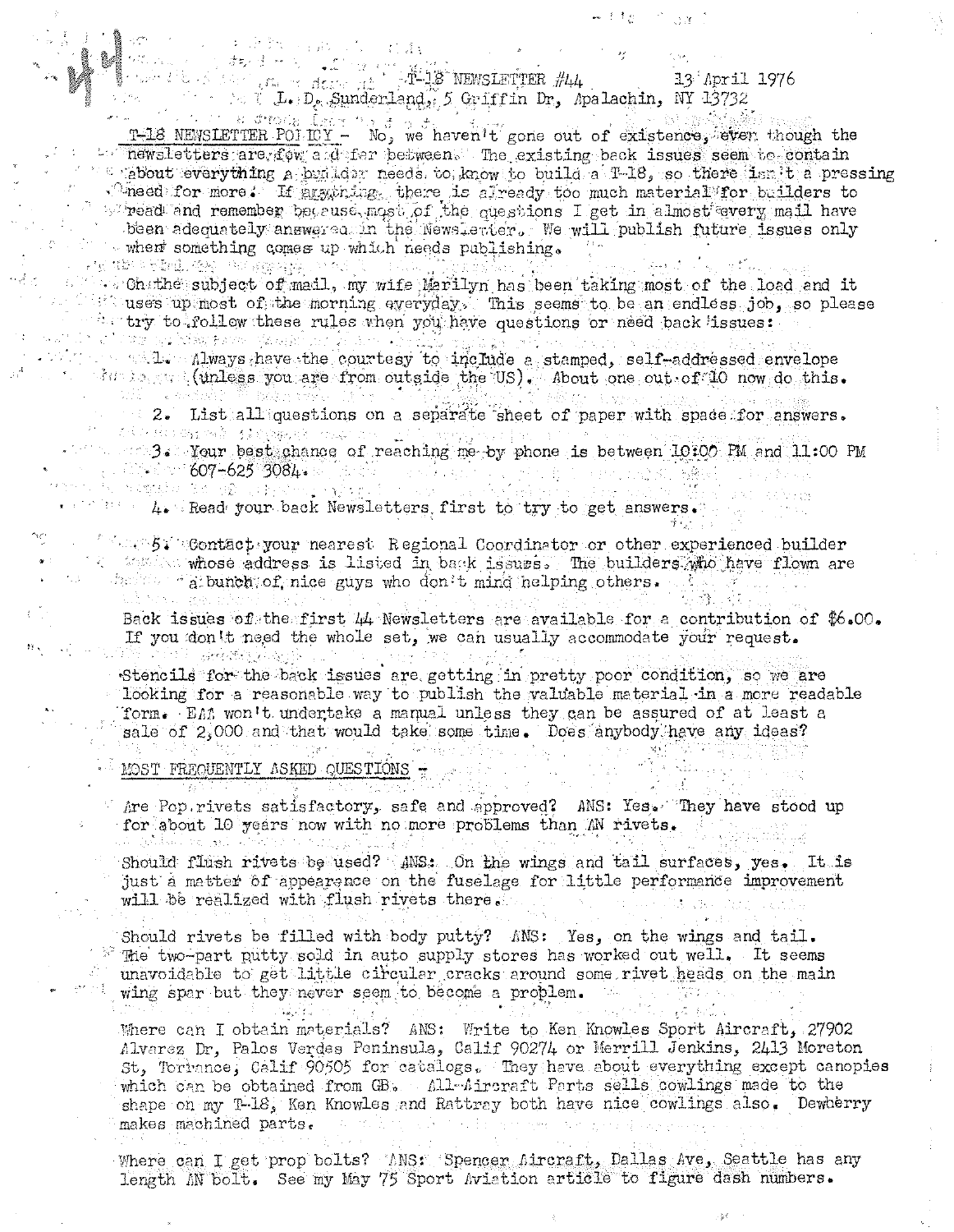T-18 NEWSLETTER #44 — 13 April 1976

L. D. Sunderland, 5 Griffin Dr, Apalachin, NY 13732

T-18 NEWSLETTER POLICY - No, we haven't gone out of existence, even though the newsletters are few and far between. The existing back issues seem to contain about everything a builder needs to know to build a T-18, so there isn't a pressing need for more. If anything, there is already too much material for builders to read and remember because most of the questions I get in almost every mail have been adequately answered in the Newsletter. We will publish future issues only when something comes up which needs publishing.

On the subject of mail, my wife Marilyn has been taking most of the load and it uses up most of the morning everyday. This seems to be an endless job, so please try to follow these rules when you have questions or need back issues:

1. Always have the courtesy to include a stamped, self-addressed envelope (unless you are from outside the US). About one out of 10 now do this.
2. List all questions on a separate sheet of paper with space for answers.
3. Your best chance of reaching me by phone is between 10:00 PM and 11:00 PM 607-625 3084.
4. Read your back Newsletters first to try to get answers.
5. Contact your nearest Regional Coordinator or other experienced builder whose address is listed in back issues. The builders who have flown are a bunch of nice guys who don't mind helping others.

Back issues of the first 44 Newsletters are available for a contribution of $6.00. If you don't need the whole set, we can usually accommodate your request.

Stencils for the back issues are getting in pretty poor condition, so we are looking for a reasonable way to publish the valuable material in a more readable form. EAA won't undertake a manual unless they can be assured of at least a sale of 2,000 and that would take some time. Does anybody have any ideas?

MOST FREQUENTLY ASKED QUESTIONS -

Are Pop rivets satisfactory, safe and approved? ANS: Yes. They have stood up for about 10 years now with no more problems than AN rivets.

Should flush rivets be used? ANS: On the wings and tail surfaces, yes. It is just a matter of appearance on the fuselage for little performance improvement will be realized with flush rivets there.

Should rivets be filled with body putty? ANS: Yes, on the wings and tail. The two-part putty sold in auto supply stores has worked out well. It seems unavoidable to get little circular cracks around some rivet heads on the main wing spar but they never seem to become a problem.

Where can I obtain materials? ANS: Write to Ken Knowles Sport Aircraft, 27902 Alvarez Dr, Palos Verdes Peninsula, Calif 90274 or Merrill Jenkins, 2413 Moreton St, Torrance, Calif 90505 for catalogs. They have about everything except canopies which can be obtained from GB. All-Aircraft Parts sells cowlings made to the shape on my T-18, Ken Knowles and Rattray both have nice cowlings also. Dewberry makes machined parts.

Where can I get prop bolts? ANS: Spencer Aircraft, Dallas Ave, Seattle has any length AN bolt. See my May 75 Sport Aviation article to figure dash numbers.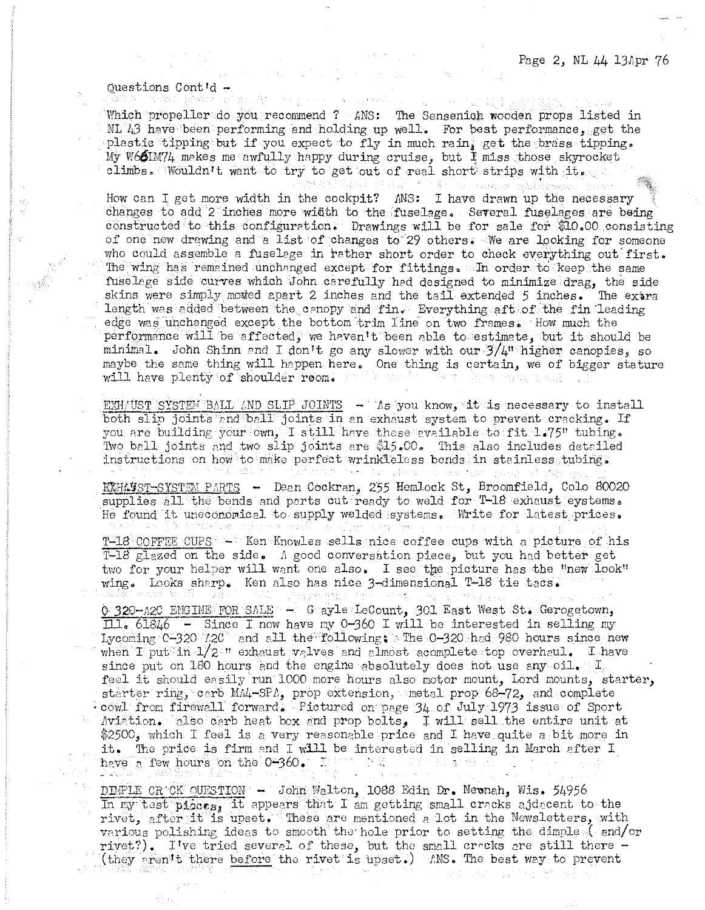Questions Cont'd -

Which propeller do you recommend ? ANS: The Sensenich wooden props listed in NL 43 have been performing and holding up well. For best performance, get the plastic tipping but if you expect to fly in much rain, get the brass tipping. My W66IM74 makes me awfully happy during cruise, but I miss those skyrocket climbs. Wouldn't want to try to get out of real short strips with it.

How can I get more width in the cockpit? ANS: I have drawn up the necessary changes to add 2 inches more width to the fuselage. Several fuselages are being constructed to this configuration. Drawings will be for sale for $10.00 consisting of one new drawing and a list of changes to 29 others. We are looking for someone who could assemble a fuselage in rather short order to check everything out first. The wing has remained unchanged except for fittings. In order to keep the same fuselage side curves which John carefully had designed to minimize drag, the side skins were simply moved apart 2 inches and the tail extended 5 inches. The extra length was added between the canopy and fin. Everything aft of the fin leading edge was unchanged except the bottom trim line on two frames. How much the performance will be affected, we haven't been able to estimate, but it should be minimal. John Shinn and I don't go any slower with our 3/4" higher canopies, so maybe the same thing will happen here. One thing is certain, we of bigger stature will have plenty of shoulder room.

EXHAUST SYSTEM BALL AND SLIP JOINTS - As you know, it is necessary to install both slip joints and ball joints in an exhaust system to prevent cracking. If you are building your own, I still have these available to fit 1.75" tubing. Two ball joints and two slip joints are $15.00. This also includes detailed instructions on how to make perfect wrinkleless bends in stainless tubing.

EXHAUST-SYSTEM PARTS - Dean Cockran, 255 Hemlock St, Broomfield, Colo 80020 supplies all the bends and parts cut ready to weld for T-18 exhaust systems. He found it uneconomical to supply welded systems. Write for latest prices.

T-18 COFFEE CUPS - Ken Knowles sells nice coffee cups with a picture of his T-18 glazed on the side. A good conversation piece, but you had better get two for your helper will want one also. I see the picture has the "new look" wing. Looks sharp. Ken also has nice 3-dimensional T-18 tie tacs.

O 320-A2C ENGINE FOR SALE - Gayle LeCount, 301 East West St. Gerogetown, Ill. 61846 - Since I now have my O-360 I will be interested in selling my Lycoming O-320 A2C and all the following: The O-320 had 980 hours since new when I put in 1/2" exhaust valves and almost acomplete top overhaul. I have since put on 180 hours and the engine absolutely does not use any oil. I feel it should easily run 1000 more hours also motor mount, Lord mounts, starter, starter ring, carb MA4-SPA, prop extension, metal prop 68-72, and complete cowl from firewall forward. Pictured on page 34 of July 1973 issue of Sport Aviation. also carb heat box and prop bolts, I will sell the entire unit at $2500, which I feel is a very reasonable price and I have quite a bit more in it. The price is firm and I will be interested in selling in March after I have a few hours on the O-360. I

DIMPLE CRACK QUESTION - John Walton, 1088 Edin Dr. Neenah, Wis. 54956
In my test pieces, it appears that I am getting small cracks ajdacent to the rivet, after it is upset. These are mentioned a lot in the Newsletters, with various polishing ideas to smooth the hole prior to setting the dimple ( and/or rivet?). I've tried several of these, but the small cracks are still there - (they aren't there before the rivet is upset.) ANS. The best way to prevent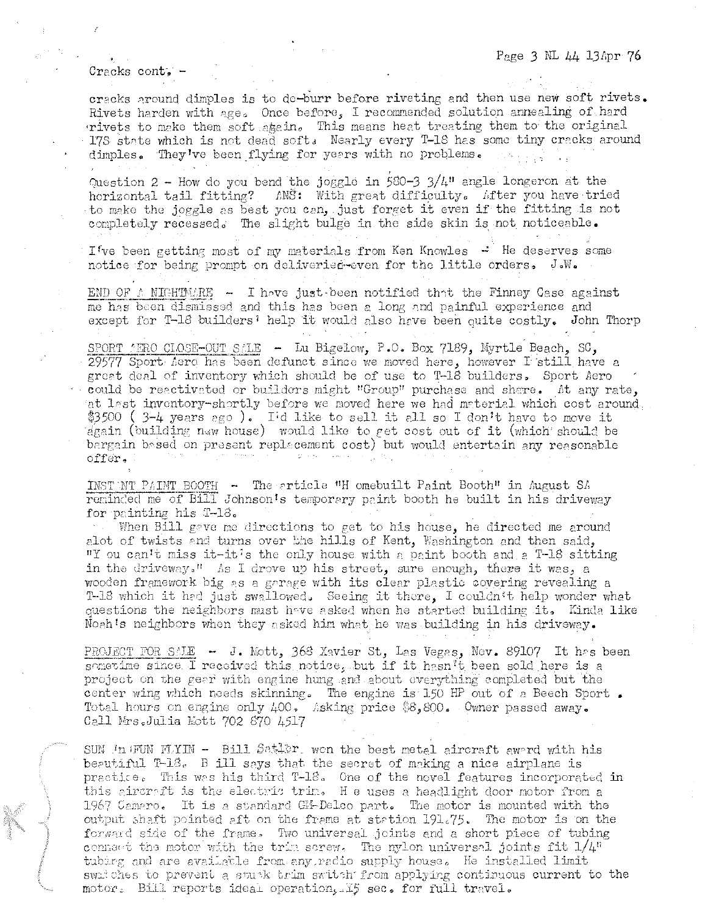Cracks cont. -

cracks around dimples is to de-burr before riveting and then use new soft rivets. Rivets harden with age. Once before, I recommended solution annealing of hard rivets to make them soft again. This means heat treating them to the original 17S state which is not dead soft. Nearly every T-18 has some tiny cracks around dimples. They've been flying for years with no problems.

Question 2 - How do you bend the joggle in 580-3 3/4" angle longeron at the horizontal tail fitting? ANS: With great difficulty. After you have tried to make the joggle as best you can, just forget it even if the fitting is not completely recessed. The slight bulge in the side skin is not noticeable.

I've been getting most of my materials from Ken Knowles - He deserves some notice for being prompt on deliveries-even for the little orders. J.W.

END OF A NIGHTMARE - I have just been notified that the Finney Case against me has been dismissed and this has been a long and painful experience and except for T-18 builders' help it would also have been quite costly. John Thorp

SPORT AERO CLOSE-OUT SALE - Lu Bigelow, P.O. Box 7189, Myrtle Beach, SC, 29577 Sport Aero has been defunct since we moved here, however I still have a great deal of inventory which should be of use to T-18 builders. Sport Aero could be reactivated or builders might "Group" purchase and share. At any rate, at last inventory-shortly before we moved here we had material which cost around $3500 ( 3-4 years ago ). I'd like to sell it all so I don't have to move it again (building new house) would like to get cost out of it (which should be bargain based on present replacement cost) but would entertain any reasonable offer.

INSTANT PAINT BOOTH - The article "Homebuilt Paint Booth" in August SA reminded me of Bill Johnson's temporary paint booth he built in his driveway for painting his T-18.

When Bill gave me directions to get to his house, he directed me around alot of twists and turns over the hills of Kent, Washington and then said, "You can't miss it-it's the only house with a paint booth and a T-18 sitting in the driveway." As I drove up his street, sure enough, there it was, a wooden framework big as a garage with its clear plastic covering revealing a T-18 which it had just swallowed. Seeing it there, I couldn't help wonder what questions the neighbors must have asked when he started building it. Kinda like Noah's neighbors when they asked him what he was building in his driveway.

PROJECT FOR SALE - J. Mott, 368 Xavier St, Las Vegas, Nev. 89107 It has been sometime since I received this notice, but if it hasn't been sold here is a project on the gear with engine hung and about everything completed but the center wing which needs skinning. The engine is 150 HP out of a Beech Sport. Total hours on engine only 400. Asking price $8,800. Owner passed away. Call Mrs. Julia Mott 702 870 4517

SUN 'n FUN FLYIN - Bill Satler won the best metal aircraft award with his beautiful T-18. Bill says that the secret of making a nice airplane is practice. This was his third T-18. One of the novel features incorporated in this aircraft is the electric trim. He uses a headlight door motor from a 1967 Camaro. It is a standard GM-Delco part. The motor is mounted with the output shaft pointed aft on the frame at station 191.75. The motor is on the forward side of the frame. Two universal joints and a short piece of tubing connect the motor with the trim screw. The nylon universal joints fit 1/4" tubing and are available from any radio supply house. He installed limit switches to prevent a stuck trim switch from applying continuous current to the motor. Bill reports ideal operation, 15 sec. for full travel.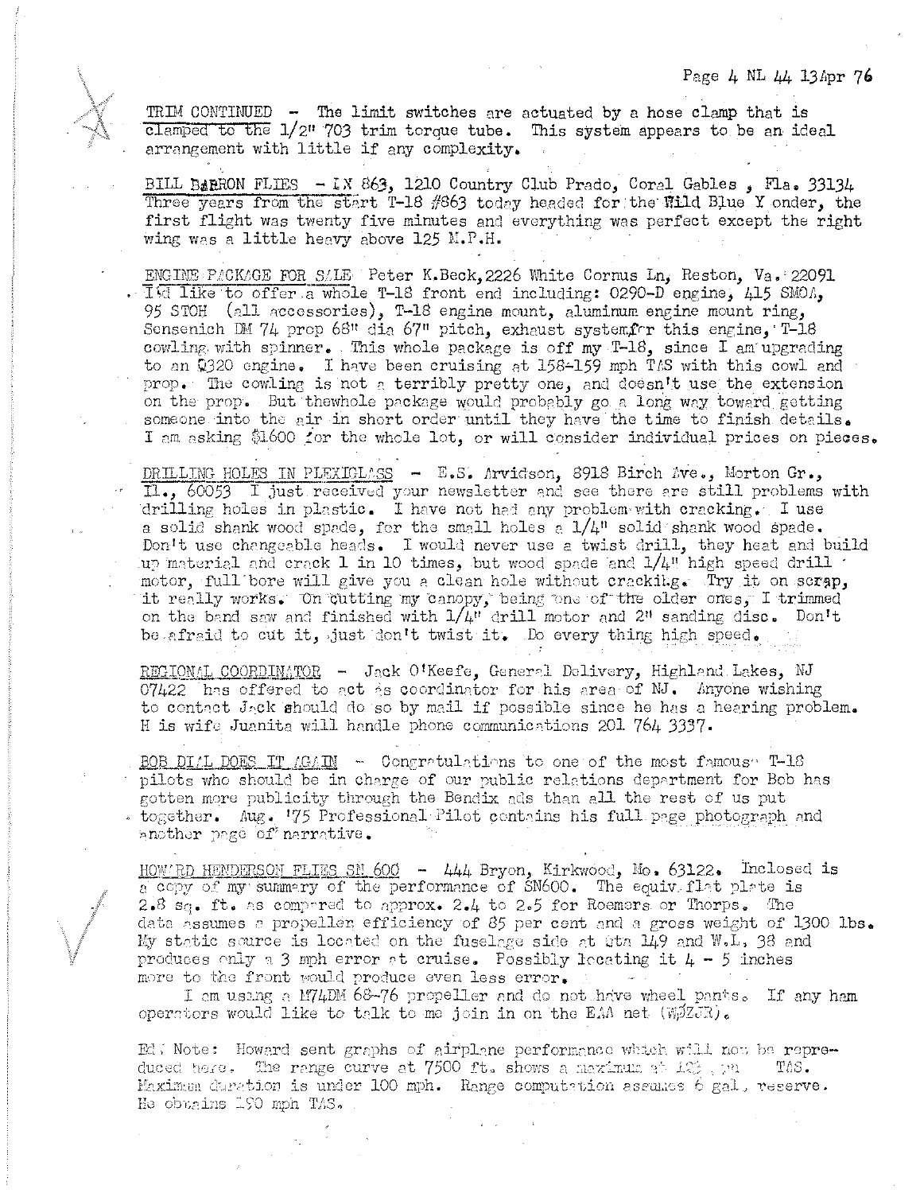TRIM CONTINUED - The limit switches are actuated by a hose clamp that is clamped to the 1/2" 703 trim torque tube. This system appears to be an ideal arrangement with little if any complexity.

BILL BARRON FLIES - IX 863, 1210 Country Club Prado, Coral Gables, Fla. 33134 Three years from the start T-18 #863 today headed for the Wild Blue Yonder, the first flight was twenty five minutes and everything was perfect except the right wing was a little heavy above 125 M.P.H.

ENGINE PACKAGE FOR SALE Peter K.Beck, 2226 White Cornus Ln, Reston, Va. 22091 I'd like to offer a whole T-18 front end including: O290-D engine, 415 SMOA, 95 STOH (all accessories), T-18 engine mount, aluminum engine mount ring, Sensenich DM 74 prop 68" dia 67" pitch, exhaust system for this engine, T-18 cowling with spinner. This whole package is off my T-18, since I am upgrading to an O320 engine. I have been cruising at 158-159 mph TAS with this cowl and prop. The cowling is not a terribly pretty one, and doesn't use the extension on the prop. But thewhole package would probably go a long way toward getting someone into the air in short order until they have the time to finish details. I am asking $1600 for the whole lot, or will consider individual prices on pieces.

DRILLING HOLES IN PLEXIGLASS - E.S. Arvidson, 8918 Birch Ave., Morton Gr., Il., 60053 I just received your newsletter and see there are still problems with drilling holes in plastic. I have not had any problem with cracking. I use a solid shank wood spade, for the small holes a 1/4" solid shank wood spade. Don't use changeable heads. I would never use a twist drill, they heat and build up material and crack 1 in 10 times, but wood spade and 1/4" high speed drill motor, full bore will give you a clean hole without cracking. Try it on scrap, it really works. On cutting my canopy, being one of the older ones, I trimmed on the band saw and finished with 1/4" drill motor and 2" sanding disc. Don't be afraid to cut it, just don't twist it. Do every thing high speed.

REGIONAL COORDINATOR - Jack O'Keefe, General Delivery, Highland Lakes, NJ 07422 has offered to act as coordinator for his area of NJ. Anyone wishing to contact Jack should do so by mail if possible since he has a hearing problem. His wife Juanita will handle phone communications 201 764 3337.

BOB DIAL DOES IT AGAIN - Congratulations to one of the most famous T-18 pilots who should be in charge of our public relations department for Bob has gotten more publicity through the Bendix ads than all the rest of us put together. Aug. '75 Professional Pilot contains his full page photograph and another page of narrative.

HOWARD HENDERSON FLIES SN 600 - 444 Bryon, Kirkwood, Mo. 63122. Inclosed is a copy of my summary of the performance of SN600. The equiv. flat plate is 2.8 sq. ft. as compared to approx. 2.4 to 2.5 for Roemers or Thorps. The data assumes a propeller efficiency of 85 per cent and a gross weight of 1300 lbs. My static source is located on the fuselage side at Sta 149 and W.L. 38 and produces only a 3 mph error at cruise. Possibly locating it 4 - 5 inches more to the front would produce even less error.

I am using a M74DM 68-76 propeller and do not have wheel pants. If any ham operators would like to talk to me join in on the EAA net (WØZJR).

Ed. Note: Howard sent graphs of airplane performance which will not be reproduced here. The range curve at 7500 ft. shows a maximum at 125 mph TAS. Maximum duration is under 100 mph. Range computation assumes 6 gal. reserve. He obtains 190 mph TAS.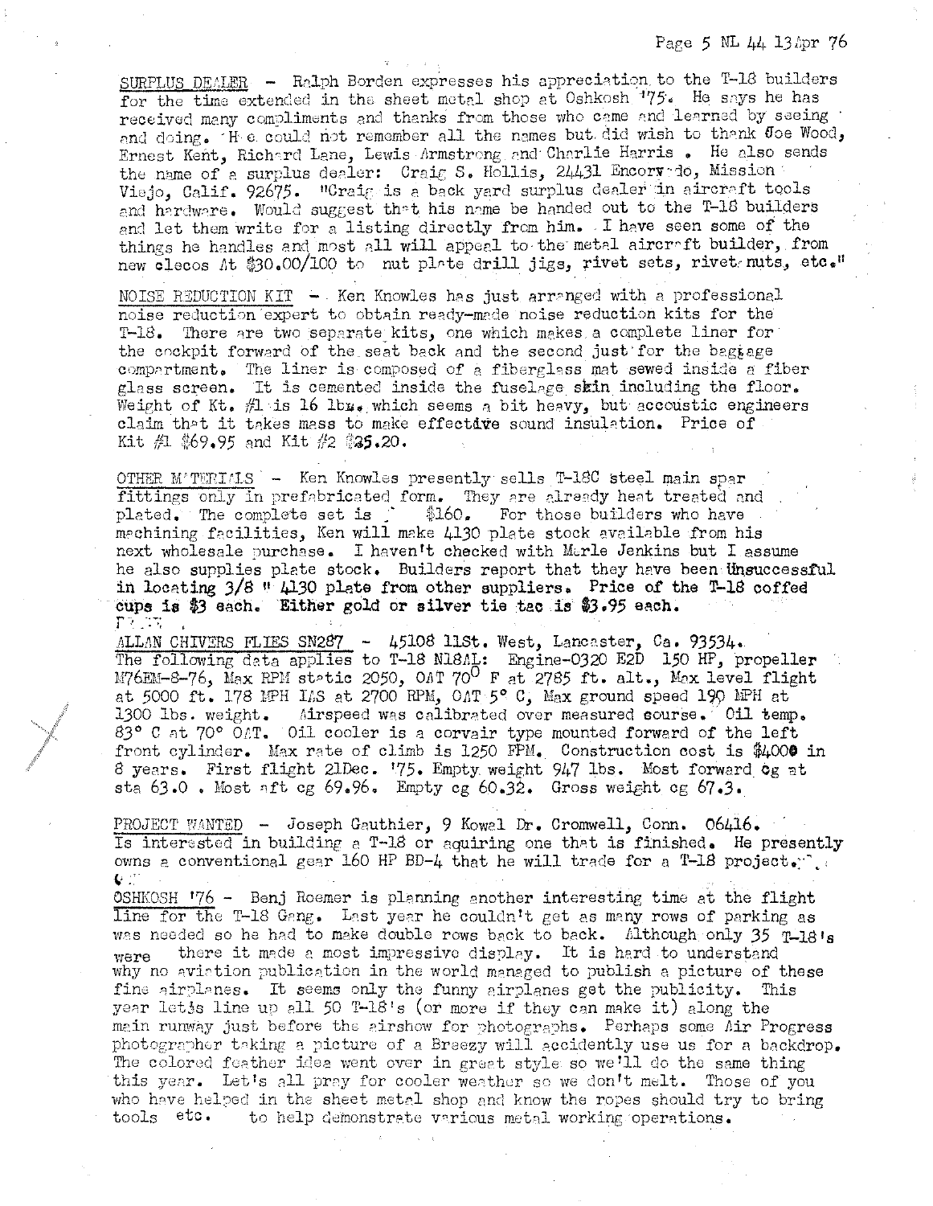SURPLUS DEALER - Ralph Borden expresses his appreciation to the T-18 builders for the time extended in the sheet metal shop at Oshkosh '75. He says he has received many compliments and thanks from those who came and learned by seeing and doing. He could not remember all the names but did wish to thank Joe Wood, Ernest Kent, Richard Lane, Lewis Armstrong and Charlie Harris. He also sends the name of a surplus dealer: Craig S. Hollis, 24431 Encorvado, Mission Viejo, Calif. 92675. "Craig is a back yard surplus dealer in aircraft tools and hardware. Would suggest that his name be handed out to the T-18 builders and let them write for a listing directly from him. I have seen some of the things he handles and most all will appeal to the metal aircraft builder, from new clecos At $30.00/100 to nut plate drill jigs, rivet sets, rivet nuts, etc."

NOISE REDUCTION KIT - Ken Knowles has just arranged with a professional noise reduction expert to obtain ready-made noise reduction kits for the T-18. There are two separate kits, one which makes a complete liner for the cockpit forward of the seat back and the second just for the baggage compartment. The liner is composed of a fiberglass mat sewed inside a fiber glass screen. It is cemented inside the fuselage skin including the floor. Weight of Kt. #1 is 16 lbs. which seems a bit heavy, but accoustic engineers claim that it takes mass to make effective sound insulation. Price of Kit #1 $69.95 and Kit #2 $35.20.

OTHER MATERIALS - Ken Knowles presently sells T-18C steel main spar fittings only in prefabricated form. They are already heat treated and plated. The complete set is $160. For those builders who have machining facilities, Ken will make 4130 plate stock available from his next wholesale purchase. I haven't checked with Marle Jenkins but I assume he also supplies plate stock. Builders report that they have been unsuccessful in locating 3/8" 4130 plate from other suppliers. **Price of the T-18 coffed cups is $3 each. Either gold or silver tie tac is $3.95 each.**

ALLAN CHIVERS FLIES SN287 - 45108 11St. West, Lancaster, Ca. 93534. The following data applies to T-18 N18AL: Engine-0320 E2D 150 HP, propeller M76EM-8-76, Max RPM static 2050, OAT 70° F at 2785 ft. alt., Max level flight at 5000 ft. 178 MPH IAS at 2700 RPM, OAT 5° C, Max ground speed 190 MPH at 1300 lbs. weight. Airspeed was calibrated over measured course. Oil temp. 83° C at 70° OAT. Oil cooler is a corvair type mounted forward of the left front cylinder. Max rate of climb is 1250 FPM. Construction cost is $4000 in 8 years. First flight 21Dec. '75. Empty weight 947 lbs. Most forward cg at sta 63.0. Most aft cg 69.96. Empty cg 60.32. Gross weight cg 67.3.

PROJECT WANTED - Joseph Gauthier, 9 Kowal Dr. Cromwell, Conn. 06416. Is interested in building a T-18 or aquiring one that is finished. He presently owns a conventional gear 160 HP BD-4 that he will trade for a T-18 project.

OSHKOSH '76 - Benj Roemer is planning another interesting time at the flight line for the T-18 Gang. Last year he couldn't get as many rows of parking as was needed so he had to make double rows back to back. Although only 35 T-18's were there it made a most impressive display. It is hard to understand why no aviation publication in the world managed to publish a picture of these fine airplanes. It seems only the funny airplanes get the publicity. This year let's line up all 50 T-18's (or more if they can make it) along the main runway just before the airshow for photographs. Perhaps some Air Progress photographer taking a picture of a Breezy will accidently use us for a backdrop. The colored feather idea went over in great style so we'll do the same thing this year. Let's all pray for cooler weather so we don't melt. Those of you who have helped in the sheet metal shop and know the ropes should try to bring tools etc. to help demonstrate various metal working operations.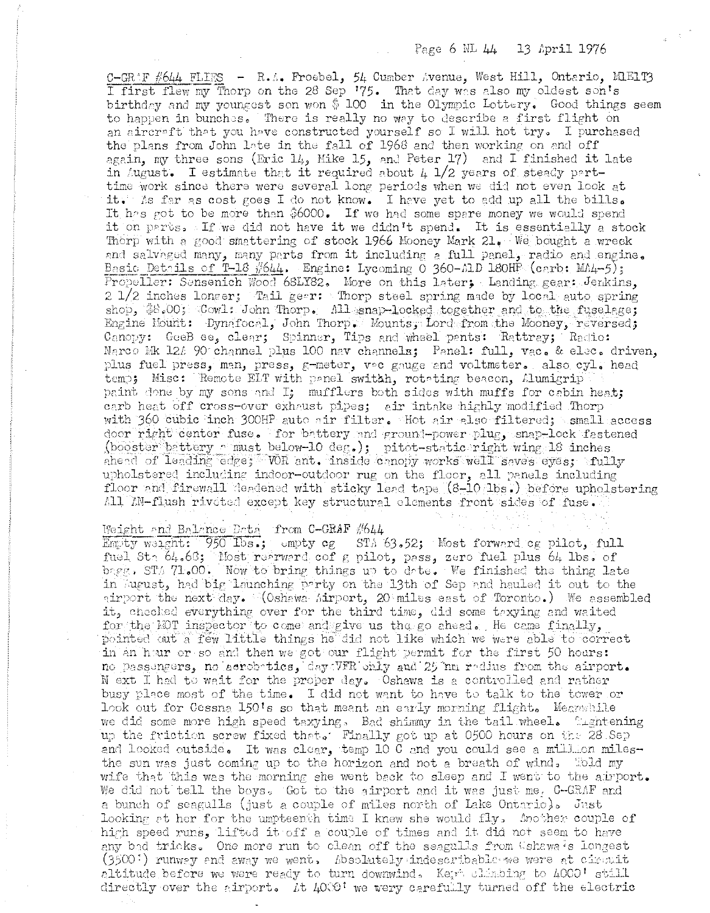C-GRAF #644 FLIES - R.A. Froebel, 54 Cumber Avenue, West Hill, Ontario, M1E1T3
I first flew my Thorp on the 28 Sep '75. That day was also my oldest son's birthday and my youngest son won $ 100 in the Olympic Lottery. Good things seem to happen in bunches. There is really no way to describe a first flight on an aircraft that you have constructed yourself so I will not try. I purchased the plans from John late in the fall of 1968 and then working on and off again, my three sons (Eric 14, Mike 15, and Peter 17) and I finished it late in August. I estimate that it required about 4 1/2 years of steady part-time work since there were several long periods when we did not even look at it. As far as cost goes I do not know. I have yet to add up all the bills. It has got to be more than $6000. If we had some spare money we would spend it on parts. If we did not have it we didn't spend. It is essentially a stock Thorp with a good smattering of stock 1966 Mooney Mark 21. We bought a wreck and salvaged many, many parts from it including a full panel, radio and engine.
Basic Details of T-18 #644. Engine: Lycoming O 360-A1D 180HP (carb: MA4-5); Propeller: Sensenich Wood 68LY82. More on this later; Landing gear: Jenkins, 2 1/2 inches longer; Tail gear: Thorp steel spring made by local auto spring shop, $8.00; Cowl: John Thorp. All snap-locked together and to the fuselage; Engine Mount: Dynafocal, John Thorp. Mounts, Lord from the Mooney, reversed; Canopy: GeeB ee, clear; Spinner, Tips and wheel pants: Rattray; Radio: Narco Mk 12A 90 channel plus 100 nav channels; Panel: full, vac. & elec. driven, plus fuel press, man, press, g-meter, vac gauge and voltmeter. also cyl. head temp; Misc: Remote ELT with panel switch, rotating beacon, Alumigrip paint done by my sons and I; mufflers both sides with muffs for cabin heat; carb heat off cross-over exhaust pipes; air intake highly modified Thorp with 360 cubic inch 300HP auto air filter. Hot air also filtered; small access door right center fuse. for battery and ground-power plug, snap-lock fastened (booster battery a must below-10 deg.); pitot-static right wing 18 inches ahead of leading edge; VOR ant. inside canopy works well saves eyes; fully upholstered including indoor-outdoor rug on the floor, all panels including floor and firewall deadened with sticky lead tape (8-10 lbs.) before upholstering All AN-flush riveted except key structural elements front sides of fuse.

Weight and Balance Data from C-GRAF #644
Empty weight: 950 lbs.; empty cg STA 63.52; Most forward cg pilot, full fuel Sta 64.68; Most rearward cof g pilot, pass, zero fuel plus 64 lbs. of bagg. STA 71.00. Now to bring things up to date. We finished the thing late in August, had big launching party on the 13th of Sep and hauled it out to the airport the next day. (Oshawa Airport, 20 miles east of Toronto.) We assembled it, checked everything over for the third time, did some taxying and waited for the MOT inspector to come and give us the go ahead. He came finally, pointed out a few little things he did not like which we were able to correct in an hour or so and then we got our flight permit for the first 50 hours: no passengers, no aerobatics, day VFR only and 25 nm radius from the airport. Next I had to wait for the proper day. Oshawa is a controlled and rather busy place most of the time. I did not want to have to talk to the tower or look out for Cessna 150's so that meant an early morning flight. Meanwhile we did some more high speed taxying. Bad shimmy in the tail wheel. Tightening up the friction screw fixed that. Finally got up at 0500 hours on the 28 Sep and looked outside. It was clear, temp 10 C and you could see a million miles-the sun was just coming up to the horizon and not a breath of wind. Told my wife that this was the morning she went back to sleep and I went to the airport. We did not tell the boys. Got to the airport and it was just me, C-GRAF and a bunch of seagulls (just a couple of miles north of Lake Ontario). Just looking at her for the umpteenth time I knew she would fly. Another couple of high speed runs, lifted it off a couple of times and it did not seem to have any bad tricks. One more run to clean off the seagulls from Oshawa's longest (3500') runway and away we went. Absolutely indescribable-we were at circuit altitude before we were ready to turn downwind. Kept climbing to 4000' still directly over the airport. At 4000' we very carefully turned off the electric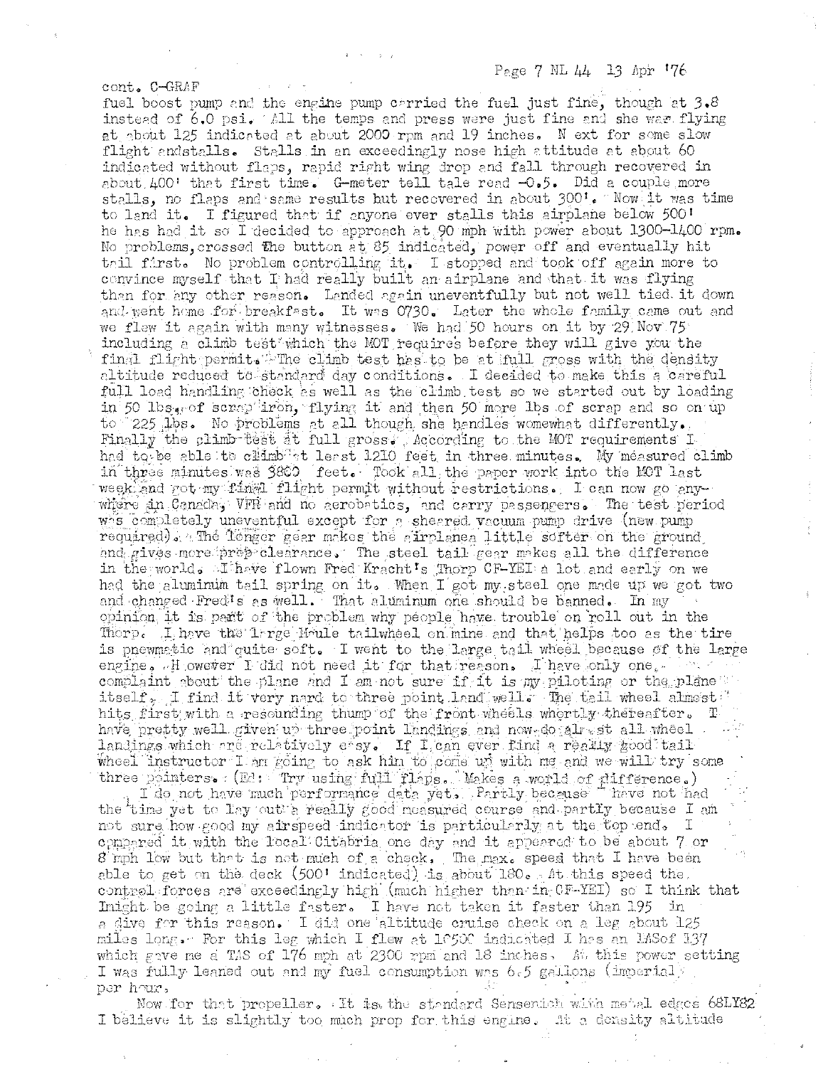cont. C-GRAF

fuel boost pump and the engine pump carried the fuel just fine, though at 3.8 instead of 6.0 psi. All the temps and press were just fine and she was flying at about 125 indicated at about 2000 rpm and 19 inches. Next for some slow flight and stalls. Stalls in an exceedingly nose high attitude at about 60 indicated without flaps, rapid right wing drop and fall through recovered in about 400' that first time. G-meter tell tale read -0.5. Did a couple more stalls, no flaps and same results but recovered in about 300'. Now it was time to land it. I figured that if anyone ever stalls this airplane below 500' he has had it so I decided to approach at 90 mph with power about 1300-1400 rpm. No problems, crossed the button at 85 indicated, power off and eventually hit tail first. No problem controlling it. I stopped and took off again more to convince myself that I had really built an airplane and that it was flying than for any other reason. Landed again uneventfully but not well tied it down and went home for breakfast. It was 0730. Later the whole family came out and we flew it again with many witnesses. We had 50 hours on it by 29 Nov 75 including a climb test which the MOT requires before they will give you the final flight permit. The climb test has to be at full gross with the density altitude reduced to standard day conditions. I decided to make this a careful full load handling check as well as the climb test so we started out by loading in 50 lbs. of scrap iron, flying it and then 50 more lbs of scrap and so on up to 225 lbs. No problems at all though she handles somewhat differently. Finally the climb test at full gross. According to the MOT requirements I had to be able to climb at least 1210 feet in three minutes. My measured climb in three minutes was 3800 feet. Took all the paper work into the MOT last week and got my final flight permit without restrictions. I can now go anywhere in Canada, VFR and no aerobatics, and carry passengers. The test period was completely uneventful except for a sheared vacuum pump drive (new pump required). The longer gear makes the airplane a little softer on the ground and gives more prop clearance. The steel tail gear makes all the difference in the world. I have flown Fred Kracht's Thorp CF-YEI a lot and early on we had the aluminum tail spring on it. When I got my steel one made up we got two and changed Fred's as well. That aluminum one should be banned. In my opinion it is part of the problem why people have trouble on roll out in the Thorp. I have the large Maule tailwheel on mine and that helps too as the tire is pneumatic and quite soft. I went to the large tail wheel because of the large engine. However I did not need it for that reason. I have only one complaint about the plane and I am not sure if it is my piloting or the plane itself. I find it very hard to three point land well. The tail wheel almost hits first with a resounding thump of the front wheels shortly thereafter. I have pretty well given up three point landings and now do almost all wheel landings which are relatively easy. If I can ever find a really good tail wheel instructor I am going to ask him to come up with me and we will try some three pointers. (Ed: Try using full flaps. Makes a world of difference.)

I do not have much performance data yet. Partly because I have not had the time yet to lay out a really good measured course and partly because I am not sure how good my airspeed indicator is particularly at the top end. I compared it with the local Citabria one day and it appeared to be about 7 or 8 mph low but that is not much of a check. The max. speed that I have been able to get on the deck (500' indicated) is about 180. At this speed the control forces are exceedingly high (much higher than in CF-YEI) so I think that I might be going a little faster. I have not taken it faster than 195 in a dive for this reason. I did one altitude cruise check on a leg about 125 miles long. For this leg which I flew at 10500 indicated I had an IASof 137 which gave me a TAS of 176 mph at 2300 rpm and 18 inches. At this power setting I was fully leaned out and my fuel consumption was 6.5 gallons (imperial) per hour.

Now for that propeller. It is the standard Sensenich with metal edges 68LY82 I believe it is slightly too much prop for this engine. At a density altitude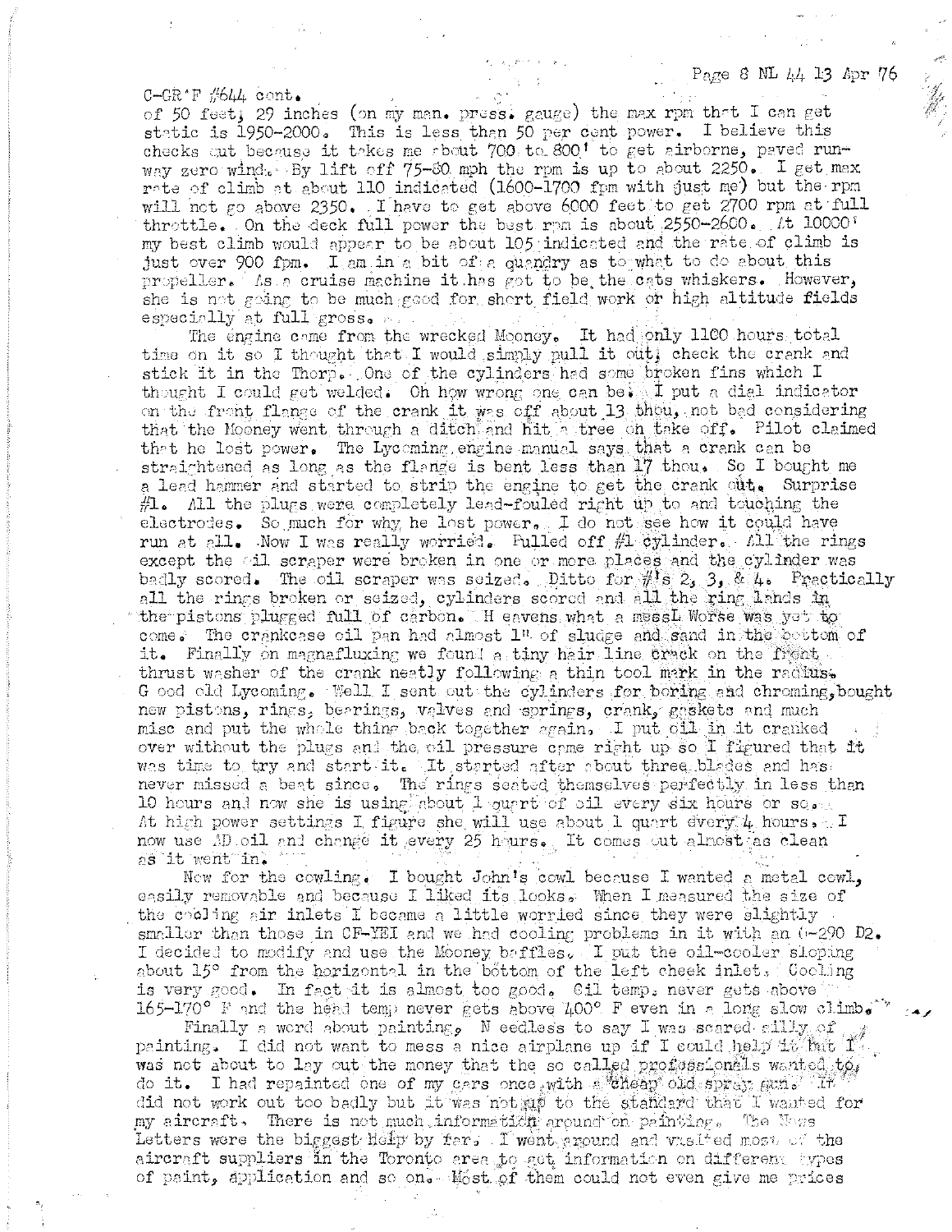C-GR'F #644 cont.

of 50 feet, 29 inches (on my man. press. gauge) the max rpm that I can get static is 1950-2000. This is less than 50 per cent power. I believe this checks out because it takes me about 700 to 800' to get airborne, paved runway zero wind. By lift off 75-80 mph the rpm is up to about 2250. I get max rate of climb at about 110 indicated (1600-1700 fpm with just me) but the rpm will not go above 2350. I have to get above 6000 feet to get 2700 rpm at full throttle. On the deck full power the best rpm is about 2550-2600. At 10000' my best climb would appear to be about 105 indicated and the rate of climb is just over 900 fpm. I am in a bit of a quandry as to what to do about this propeller. As a cruise machine it has got to be the cats whiskers. However, she is not going to be much good for short field work or high altitude fields especially at full gross.

The engine came from the wrecked Mooney. It had only 1100 hours total time on it so I thought that I would simply pull it out, check the crank and stick it in the Thorp. One of the cylinders had some broken fins which I thought I could get welded. Oh how wrong one can be. I put a dial indicator on the front flange of the crank it was off about 13 thou, not bad considering that the Mooney went through a ditch and hit a tree on take off. Pilot claimed that he lost power. The Lycoming engine manual says that a crank can be straightened as long as the flange is bent less than 17 thou. So I bought me a lead hammer and started to strip the engine to get the crank out. Surprise #1. All the plugs were completely lead-fouled right up to and touching the electrodes. So much for why he lost power. I do not see how it could have run at all. Now I was really worried. Pulled off #1 cylinder. All the rings except the oil scraper were broken in one or more places and the cylinder was badly scored. The oil scraper was seized. Ditto for #'s 2, 3, & 4. Practically all the rings broken or seized, cylinders scored and all the ring lands in the pistons plugged full of carbon. H eavens what a mess! Worse was yet to come. The crankcase oil pan had almost 1" of sludge and sand in the bottom of it. Finally on magnafluxing we found a tiny hair line crack on the front thrust washer of the crank neatly following a thin tool mark in the radius. G ood old Lycoming. Well I sent out the cylinders for boring and chroming, bought new pistons, rings, bearings, valves and springs, crank, gaskets and much misc and put the whole thing back together again. I put oil in it cranked over without the plugs and the oil pressure came right up so I figured that it was time to try and start it. It started after about three blades and has never missed a beat since. The rings seated themselves perfectly in less than 10 hours and now she is using about 1 quart of oil every six hours or so. At high power settings I figure she will use about 1 quart every 4 hours. I now use AD oil and change it every 25 hours. It comes out almost as clean as it went in.

Now for the cowling. I bought John's cowl because I wanted a metal cowl, easily removable and because I liked its looks. When I measured the size of the cooling air inlets I became a little worried since they were slightly smaller than those in CF-YEI and we had cooling problems in it with an O-290 D2. I decided to modify and use the Mooney baffles. I put the oil-cooler sloping about 15° from the horizontal in the bottom of the left cheek inlet. Cooling is very good. In fact it is almost too good. Oil temp. never gets above 165-170° F and the head temp never gets above 400° F even in a long slow climb.

Finally a word about painting. N eedless to say I was scared silly of painting. I did not want to mess a nice airplane up if I could help it but I was not about to lay out the money that the so called professionals wanted to do it. I had repainted one of my cars once with a cheap old spray gun. It did not work out too badly but it was not up to the standard that I wanted for my aircraft. There is not much information around on painting. The News Letters were the biggest help by far. I went around and visited most of the aircraft suppliers in the Toronto area to get information on different types of paint, application and so on. Most of them could not even give me prices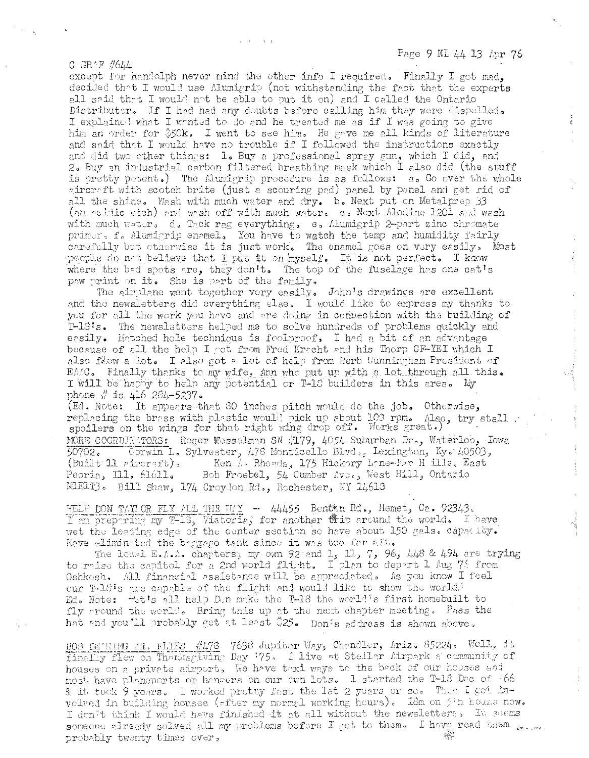C GRAF #644
except for Randolph never mind the other info I required. Finally I got mad, decided that I would use Alumigrip (not withstanding the fact that the experts all said that I would not be able to put it on) and I called the Ontario Distributor. If I had had any doubts before calling him they were dispelled. I explained what I wanted to do and he treated me as if I was going to give him an order for $50k. I went to see him. He gave me all kinds of literature and said that I would have no trouble if I followed the instructions exactly and did two other things: 1. Buy a professional spray gun, which I did, and 2. Buy an industrial carbon filtered breathing mask which I also did (the stuff is pretty potent.) The Alumigrip procedure is as follows: a. Go over the whole aircraft with scotch brite (just a scouring pad) panel by panel and get rid of all the shine. Wash with much water and dry. b. Next put on Metalprep 33 (an acidic etch) and wash off with much water. c. Next Alodine 1201 and wash with much water. d. Tack rag everything. e. Alumigrip 2-part zinc chromate primer. f. Alumigrip enamel. You have to watch the temp and humidity fairly carefully but otherwise it is just work. The enamel goes on very easily. Most people do not believe that I put it on myself. It is not perfect. I know where the bad spots are, they don't. The top of the fuselage has one cat's paw print on it. She is part of the family.

The airplane went together very easily. John's drawings are excellent and the newsletters did everything else. I would like to express my thanks to you for all the work you have and are doing in connection with the building of T-18's. The newsletters helped me to solve hundreds of problems quickly and easily. Matched hole technique is foolproof. I had a bit of an advantage because of all the help I got from Fred Kracht and his Thorp CF-YEI which I also flew a lot. I also got a lot of help from Herb Cunningham President of EAAC. Finally thanks to my wife, Ann who put up with a lot through all this. I will be happy to help any potential or T-18 builders in this area. My phone # is 416 284-5237.

(Ed. Note: It appears that 80 inches pitch would do the job. Otherwise, replacing the brass with plastic would pick up about 100 rpm. Also, try stall spoilers on the wings for that right wing drop off. Works great.)

MORE COORDINATORS: Roger Wesselman SN #179, 4054 Suburban Dr., Waterloo, Iowa 50702. Corwin L. Sylvester, 478 Monticello Blvd., Lexington, Ky. 40503, (Built 11 aircraft). Ken A. Rhoads, 175 Hickory Lane-Far H ills, East Peoria, Ill. 61611. Bob Froebel, 54 Cumber Ave., West Hill, Ontario M1E1T3. Bill Shaw, 174 Croydon Rd., Rochester, NY 14610

HELP DON TAYLOR FLY ALL THE WAY - 44455 Benton Rd., Hemet, Ca. 92343. I am preparing my T-18, Victoria, for another trip around the world. I have wet the leading edge of the center section so have about 150 gals. capacity. Have eliminated the baggage tank since it was too far aft.

The local E.A.A. chapters, my own 92 and 1, 11, 7, 96, 448 & 494 are trying to raise the capitol for a 2nd world flight. I plan to depart 1 Aug 76 from Oshkosh. All financial assistance will be appreciated. As you know I feel our T-18's are capable of the flight and would like to show the world.

Ed. Note: Let's all help Don make the T-18 the world's first homebuilt to fly around the world. Bring this up at the next chapter meeting. Pass the hat and you'll probably get at least $25. Don's address is shown above.

BOB DEERING JR. FLIES #478 7638 Jupiter Way, Chandler, Ariz. 85224. Well, it finally flew on Thanksgiving Day '75. I live at Stellar Airpark a community of houses on a private airport. We have taxi ways to the back of our houses and most have planeports or hangers on our own lots. I started the T-18 Dec of '66 & it took 9 years. I worked pretty fast the 1st 2 years or so. Then I got involved in building houses (after my normal working hours). I'm on 5'n house now. I don't think I would have finished it at all without the newsletters. It seems someone already solved all my problems before I got to them. I have read them probably twenty times over.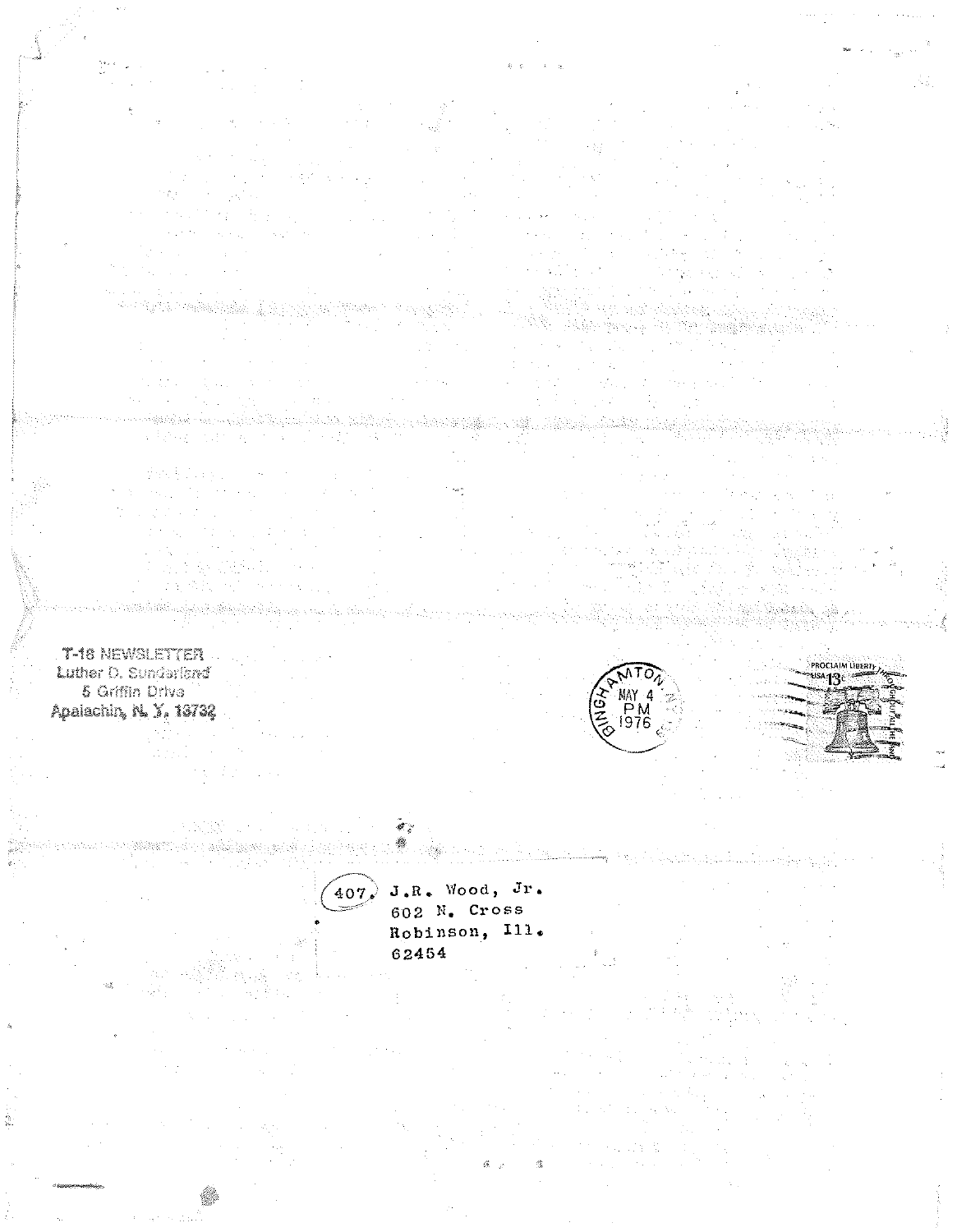T-18 NEWSLETTER
Luther D. Sunderland
5 Griffin Drive
Apalachin, N. Y. 13732

BINGHAMTON, N.Y.
MAY 4
PM
1976

PROCLAIM LIBERTY
USA 13c
THROUGHOUT ALL THE LAND

407. J.R. Wood, Jr.
602 N. Cross
Robinson, Ill.
62454